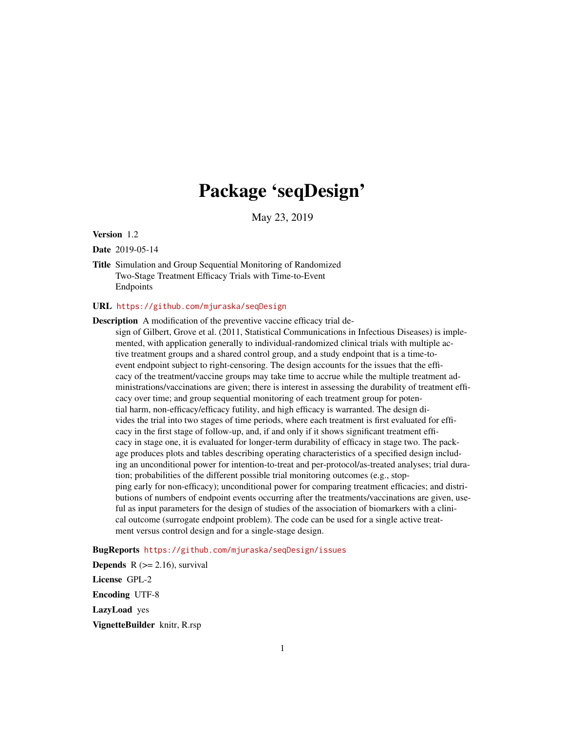# Package 'seqDesign'

May 23, 2019

**Version** 1.2

**Date** 2019-05-14

**Title** Simulation and Group Sequential Monitoring of Randomized Two-Stage Treatment Efficacy Trials with Time-to-Event Endpoints

**URL** https://github.com/mjuraska/seqDesign

**Description** A modification of the preventive vaccine efficacy trial design of Gilbert, Grove et al. (2011, Statistical Communications in Infectious Diseases) is implemented, with application generally to individual-randomized clinical trials with multiple active treatment groups and a shared control group, and a study endpoint that is a time-to-event endpoint subject to right-censoring. The design accounts for the issues that the efficacy of the treatment/vaccine groups may take time to accrue while the multiple treatment administrations/vaccinations are given; there is interest in assessing the durability of treatment efficacy over time; and group sequential monitoring of each treatment group for potential harm, non-efficacy/efficacy futility, and high efficacy is warranted. The design divides the trial into two stages of time periods, where each treatment is first evaluated for efficacy in the first stage of follow-up, and, if and only if it shows significant treatment efficacy in stage one, it is evaluated for longer-term durability of efficacy in stage two. The package produces plots and tables describing operating characteristics of a specified design including an unconditional power for intention-to-treat and per-protocol/as-treated analyses; trial duration; probabilities of the different possible trial monitoring outcomes (e.g., stopping early for non-efficacy); unconditional power for comparing treatment efficacies; and distributions of numbers of endpoint events occurring after the treatments/vaccinations are given, useful as input parameters for the design of studies of the association of biomarkers with a clinical outcome (surrogate endpoint problem). The code can be used for a single active treatment versus control design and for a single-stage design.

**BugReports** https://github.com/mjuraska/seqDesign/issues

**Depends** R (>= 2.16), survival

**License** GPL-2

**Encoding** UTF-8

**LazyLoad** yes

**VignetteBuilder** knitr, R.rsp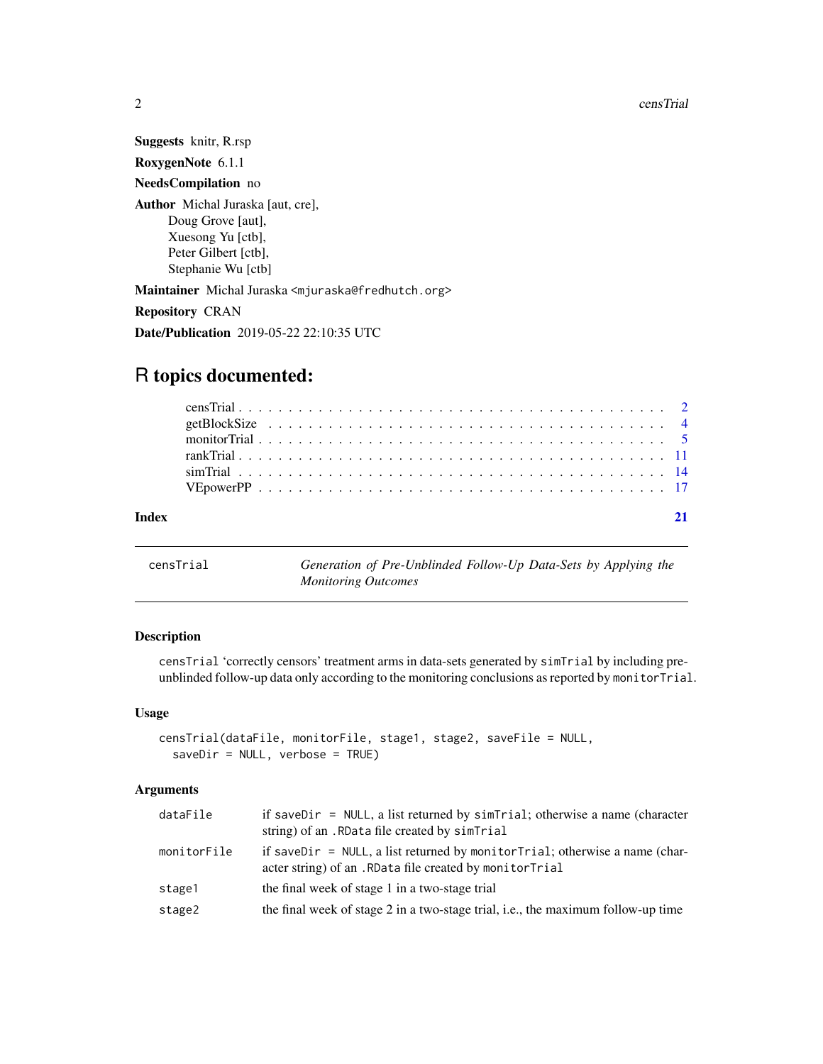**Suggests** knitr, R.rsp

**RoxygenNote** 6.1.1

**NeedsCompilation** no

**Author** Michal Juraska [aut, cre],
Doug Grove [aut],
Xuesong Yu [ctb],
Peter Gilbert [ctb],
Stephanie Wu [ctb]

**Maintainer** Michal Juraska <mjuraska@fredhutch.org>

**Repository** CRAN

**Date/Publication** 2019-05-22 22:10:35 UTC

# R topics documented:

| | |
|---|---|
| censTrial | 2 |
| getBlockSize | 4 |
| monitorTrial | 5 |
| rankTrial | 11 |
| simTrial | 14 |
| VEpowerPP | 17 |
| **Index** | **21** |

---

## censTrial — *Generation of Pre-Unblinded Follow-Up Data-Sets by Applying the Monitoring Outcomes*

---

### Description

`censTrial` 'correctly censors' treatment arms in data-sets generated by `simTrial` by including pre-unblinded follow-up data only according to the monitoring conclusions as reported by `monitorTrial`.

### Usage

```
censTrial(dataFile, monitorFile, stage1, stage2, saveFile = NULL,
  saveDir = NULL, verbose = TRUE)
```

### Arguments

| | |
|---|---|
| `dataFile` | if `saveDir = NULL`, a list returned by `simTrial`; otherwise a name (character string) of an `.RData` file created by `simTrial` |
| `monitorFile` | if `saveDir = NULL`, a list returned by `monitorTrial`; otherwise a name (character string) of an `.RData` file created by `monitorTrial` |
| `stage1` | the final week of stage 1 in a two-stage trial |
| `stage2` | the final week of stage 2 in a two-stage trial, i.e., the maximum follow-up time |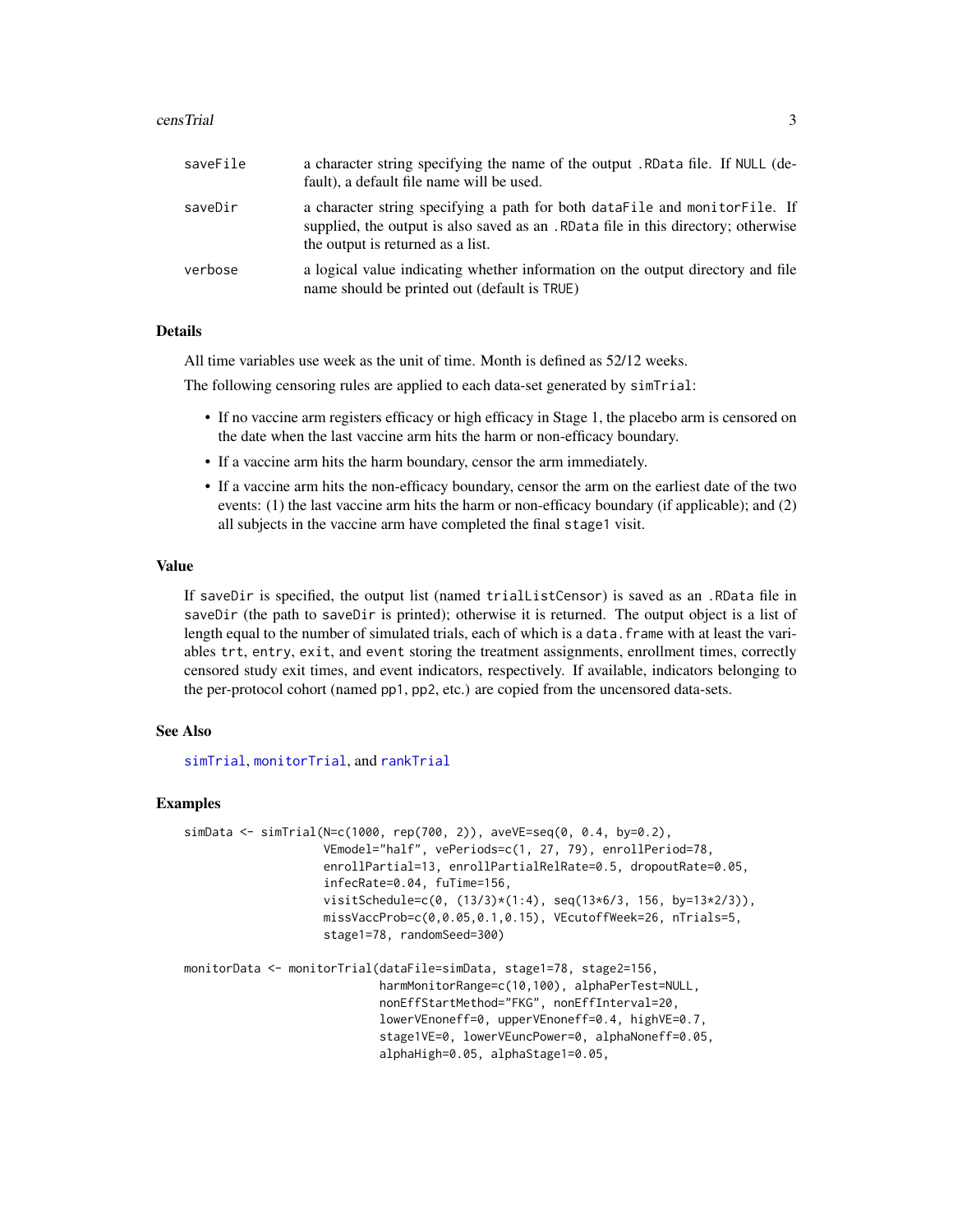| | |
|---|---|
| saveFile | a character string specifying the name of the output .RData file. If NULL (default), a default file name will be used. |
| saveDir | a character string specifying a path for both dataFile and monitorFile. If supplied, the output is also saved as an .RData file in this directory; otherwise the output is returned as a list. |
| verbose | a logical value indicating whether information on the output directory and file name should be printed out (default is TRUE) |

### Details

All time variables use week as the unit of time. Month is defined as 52/12 weeks.

The following censoring rules are applied to each data-set generated by simTrial:

- If no vaccine arm registers efficacy or high efficacy in Stage 1, the placebo arm is censored on the date when the last vaccine arm hits the harm or non-efficacy boundary.
- If a vaccine arm hits the harm boundary, censor the arm immediately.
- If a vaccine arm hits the non-efficacy boundary, censor the arm on the earliest date of the two events: (1) the last vaccine arm hits the harm or non-efficacy boundary (if applicable); and (2) all subjects in the vaccine arm have completed the final stage1 visit.

### Value

If saveDir is specified, the output list (named trialListCensor) is saved as an .RData file in saveDir (the path to saveDir is printed); otherwise it is returned. The output object is a list of length equal to the number of simulated trials, each of which is a data.frame with at least the variables trt, entry, exit, and event storing the treatment assignments, enrollment times, correctly censored study exit times, and event indicators, respectively. If available, indicators belonging to the per-protocol cohort (named pp1, pp2, etc.) are copied from the uncensored data-sets.

### See Also

simTrial, monitorTrial, and rankTrial

### Examples

```
simData <- simTrial(N=c(1000, rep(700, 2)), aveVE=seq(0, 0.4, by=0.2),
                    VEmodel="half", vePeriods=c(1, 27, 79), enrollPeriod=78,
                    enrollPartial=13, enrollPartialRelRate=0.5, dropoutRate=0.05,
                    infecRate=0.04, fuTime=156,
                    visitSchedule=c(0, (13/3)*(1:4), seq(13*6/3, 156, by=13*2/3)),
                    missVaccProb=c(0,0.05,0.1,0.15), VEcutoffWeek=26, nTrials=5,
                    stage1=78, randomSeed=300)

monitorData <- monitorTrial(dataFile=simData, stage1=78, stage2=156,
                            harmMonitorRange=c(10,100), alphaPerTest=NULL,
                            nonEffStartMethod="FKG", nonEffInterval=20,
                            lowerVEnoneff=0, upperVEnoneff=0.4, highVE=0.7,
                            stage1VE=0, lowerVEuncPower=0, alphaNoneff=0.05,
                            alphaHigh=0.05, alphaStage1=0.05,
```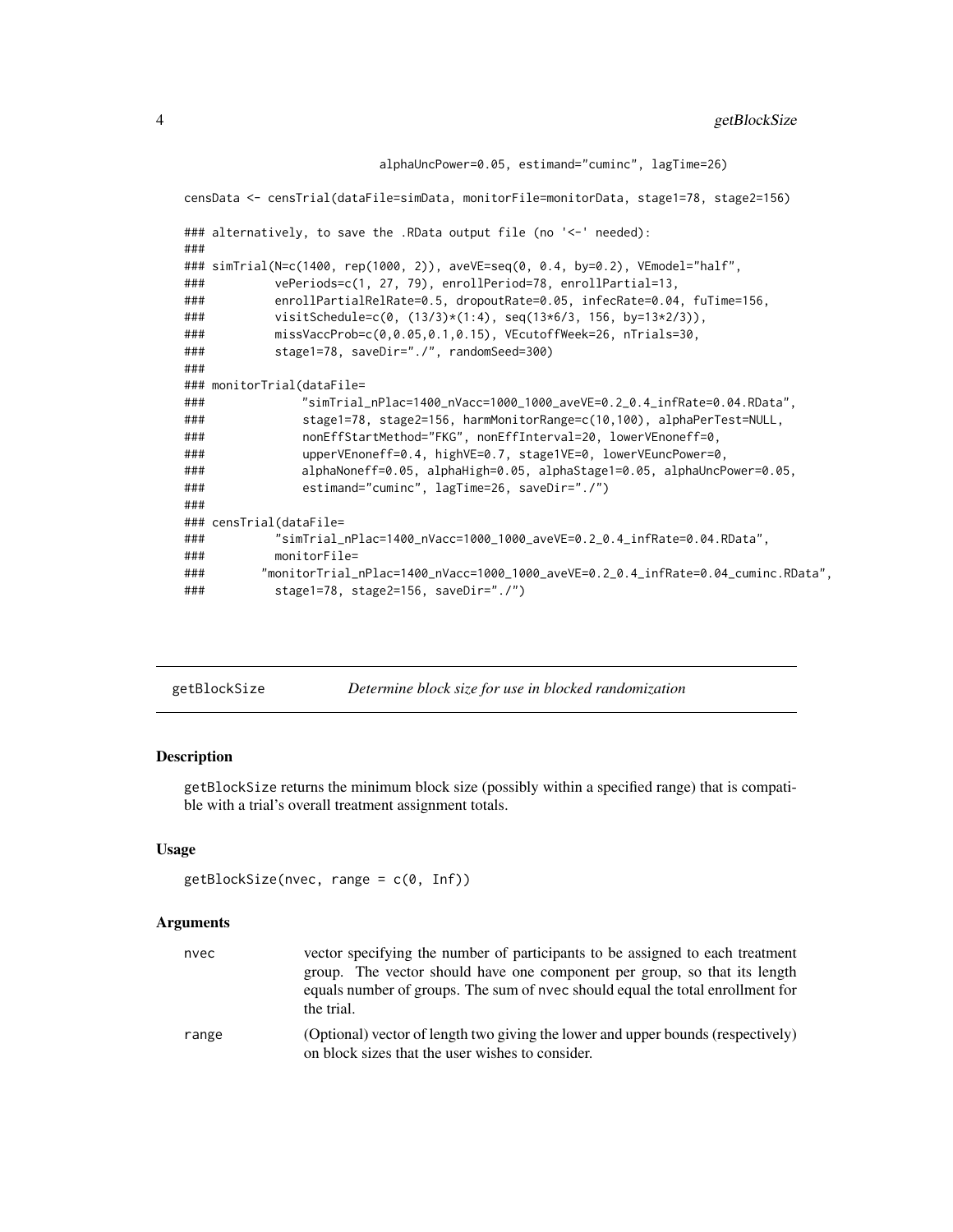```
                          alphaUncPower=0.05, estimand="cuminc", lagTime=26)

censData <- censTrial(dataFile=simData, monitorFile=monitorData, stage1=78, stage2=156)

### alternatively, to save the .RData output file (no '<-' needed):
###
### simTrial(N=c(1400, rep(1000, 2)), aveVE=seq(0, 0.4, by=0.2), VEmodel="half",
###          vePeriods=c(1, 27, 79), enrollPeriod=78, enrollPartial=13,
###          enrollPartialRelRate=0.5, dropoutRate=0.05, infecRate=0.04, fuTime=156,
###          visitSchedule=c(0, (13/3)*(1:4), seq(13*6/3, 156, by=13*2/3)),
###          missVaccProb=c(0,0.05,0.1,0.15), VEcutoffWeek=26, nTrials=30,
###          stage1=78, saveDir="./", randomSeed=300)
###
### monitorTrial(dataFile=
###             "simTrial_nPlac=1400_nVacc=1000_1000_aveVE=0.2_0.4_infRate=0.04.RData",
###             stage1=78, stage2=156, harmMonitorRange=c(10,100), alphaPerTest=NULL,
###             nonEffStartMethod="FKG", nonEffInterval=20, lowerVEnoneff=0,
###             upperVEnoneff=0.4, highVE=0.7, stage1VE=0, lowerVEuncPower=0,
###             alphaNoneff=0.05, alphaHigh=0.05, alphaStage1=0.05, alphaUncPower=0.05,
###             estimand="cuminc", lagTime=26, saveDir="./")
###
### censTrial(dataFile=
###          "simTrial_nPlac=1400_nVacc=1000_1000_aveVE=0.2_0.4_infRate=0.04.RData",
###          monitorFile=
###        "monitorTrial_nPlac=1400_nVacc=1000_1000_aveVE=0.2_0.4_infRate=0.04_cuminc.RData",
###          stage1=78, stage2=156, saveDir="./")
```

## getBlockSize — *Determine block size for use in blocked randomization*

### Description

getBlockSize returns the minimum block size (possibly within a specified range) that is compatible with a trial's overall treatment assignment totals.

### Usage

```
getBlockSize(nvec, range = c(0, Inf))
```

### Arguments

| | |
|---|---|
| nvec | vector specifying the number of participants to be assigned to each treatment group. The vector should have one component per group, so that its length equals number of groups. The sum of nvec should equal the total enrollment for the trial. |
| range | (Optional) vector of length two giving the lower and upper bounds (respectively) on block sizes that the user wishes to consider. |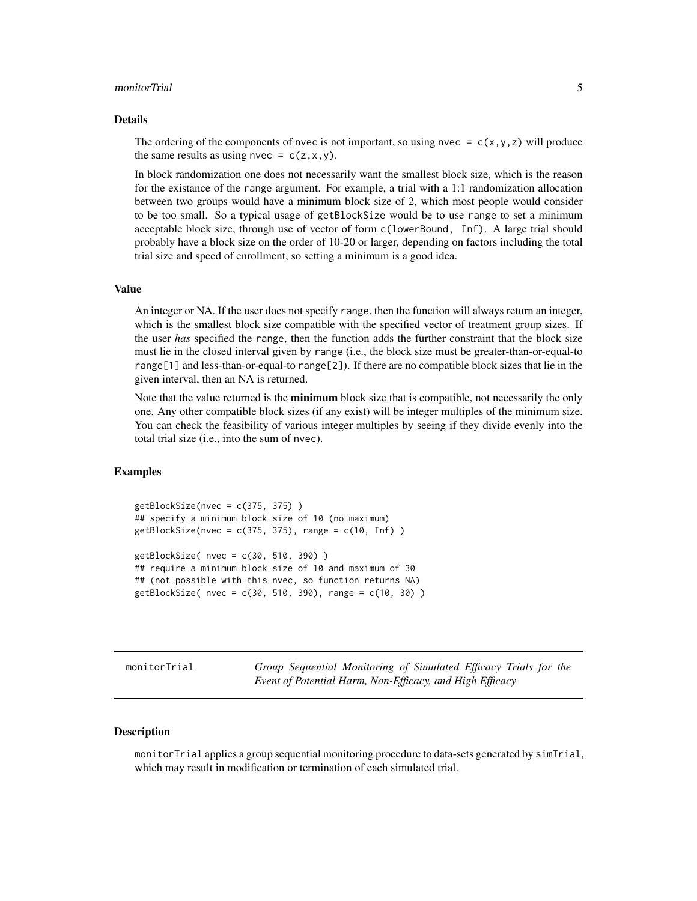### Details

The ordering of the components of `nvec` is not important, so using `nvec = c(x,y,z)` will produce the same results as using `nvec = c(z,x,y)`.

In block randomization one does not necessarily want the smallest block size, which is the reason for the existance of the `range` argument. For example, a trial with a 1:1 randomization allocation between two groups would have a minimum block size of 2, which most people would consider to be too small. So a typical usage of `getBlockSize` would be to use `range` to set a minimum acceptable block size, through use of vector of form `c(lowerBound, Inf)`. A large trial should probably have a block size on the order of 10-20 or larger, depending on factors including the total trial size and speed of enrollment, so setting a minimum is a good idea.

### Value

An integer or NA. If the user does not specify `range`, then the function will always return an integer, which is the smallest block size compatible with the specified vector of treatment group sizes. If the user *has* specified the `range`, then the function adds the further constraint that the block size must lie in the closed interval given by `range` (i.e., the block size must be greater-than-or-equal-to `range[1]` and less-than-or-equal-to `range[2]`). If there are no compatible block sizes that lie in the given interval, then an NA is returned.

Note that the value returned is the **minimum** block size that is compatible, not necessarily the only one. Any other compatible block sizes (if any exist) will be integer multiples of the minimum size. You can check the feasibility of various integer multiples by seeing if they divide evenly into the total trial size (i.e., into the sum of `nvec`).

### Examples

```
getBlockSize(nvec = c(375, 375) )
## specify a minimum block size of 10 (no maximum)
getBlockSize(nvec = c(375, 375), range = c(10, Inf) )

getBlockSize( nvec = c(30, 510, 390) )
## require a minimum block size of 10 and maximum of 30
## (not possible with this nvec, so function returns NA)
getBlockSize( nvec = c(30, 510, 390), range = c(10, 30) )
```

---

## monitorTrial — *Group Sequential Monitoring of Simulated Efficacy Trials for the Event of Potential Harm, Non-Efficacy, and High Efficacy*

---

### Description

`monitorTrial` applies a group sequential monitoring procedure to data-sets generated by `simTrial`, which may result in modification or termination of each simulated trial.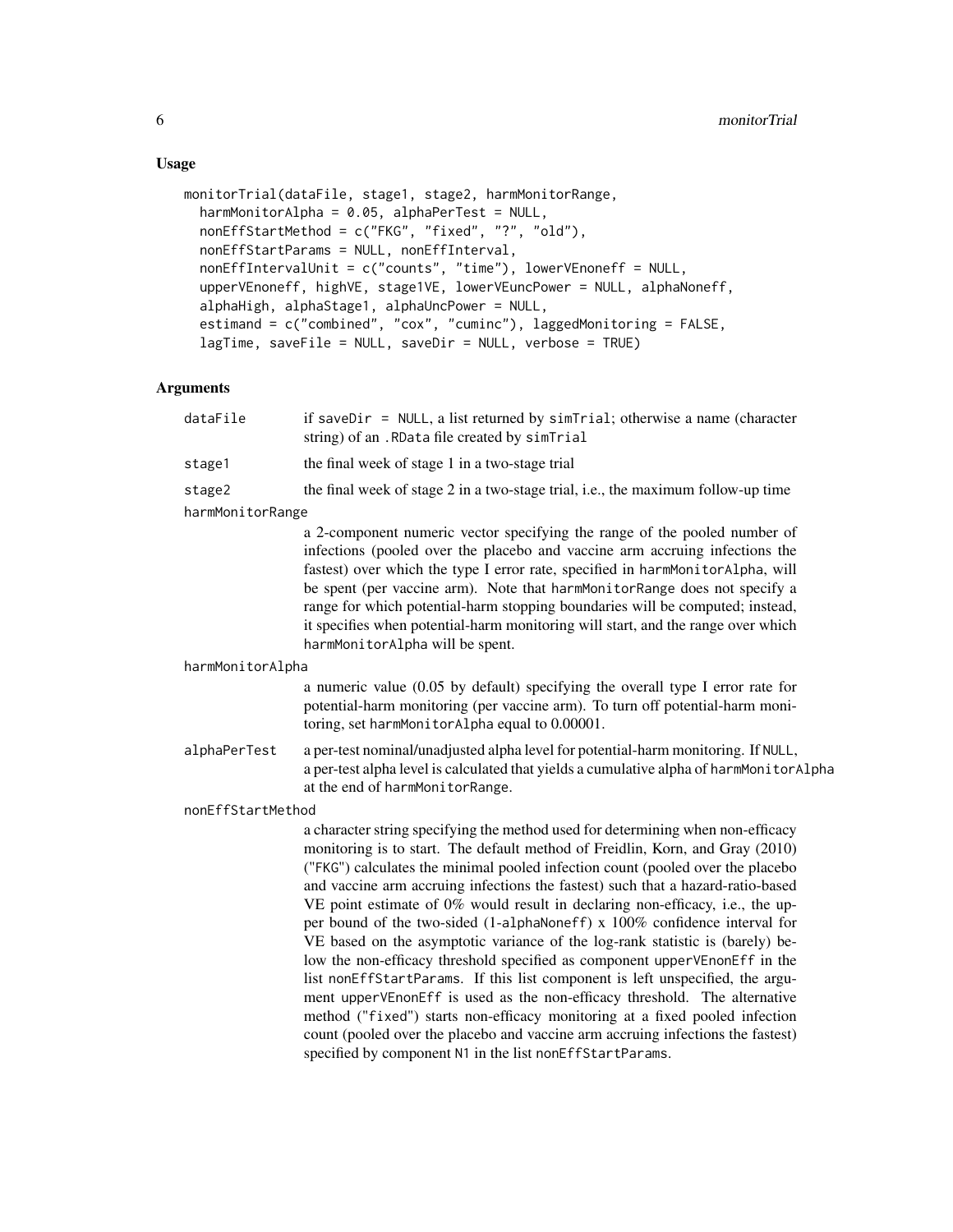## Usage

```
monitorTrial(dataFile, stage1, stage2, harmMonitorRange,
  harmMonitorAlpha = 0.05, alphaPerTest = NULL,
  nonEffStartMethod = c("FKG", "fixed", "?", "old"),
  nonEffStartParams = NULL, nonEffInterval,
  nonEffIntervalUnit = c("counts", "time"), lowerVEnoneff = NULL,
  upperVEnoneff, highVE, stage1VE, lowerVEuncPower = NULL, alphaNoneff,
  alphaHigh, alphaStage1, alphaUncPower = NULL,
  estimand = c("combined", "cox", "cuminc"), laggedMonitoring = FALSE,
  lagTime, saveFile = NULL, saveDir = NULL, verbose = TRUE)
```

## Arguments

**dataFile**
if saveDir = NULL, a list returned by simTrial; otherwise a name (character string) of an .RData file created by simTrial

**stage1**
the final week of stage 1 in a two-stage trial

**stage2**
the final week of stage 2 in a two-stage trial, i.e., the maximum follow-up time

**harmMonitorRange**
a 2-component numeric vector specifying the range of the pooled number of infections (pooled over the placebo and vaccine arm accruing infections the fastest) over which the type I error rate, specified in harmMonitorAlpha, will be spent (per vaccine arm). Note that harmMonitorRange does not specify a range for which potential-harm stopping boundaries will be computed; instead, it specifies when potential-harm monitoring will start, and the range over which harmMonitorAlpha will be spent.

**harmMonitorAlpha**
a numeric value (0.05 by default) specifying the overall type I error rate for potential-harm monitoring (per vaccine arm). To turn off potential-harm monitoring, set harmMonitorAlpha equal to 0.00001.

**alphaPerTest**
a per-test nominal/unadjusted alpha level for potential-harm monitoring. If NULL, a per-test alpha level is calculated that yields a cumulative alpha of harmMonitorAlpha at the end of harmMonitorRange.

**nonEffStartMethod**
a character string specifying the method used for determining when non-efficacy monitoring is to start. The default method of Freidlin, Korn, and Gray (2010) ("FKG") calculates the minimal pooled infection count (pooled over the placebo and vaccine arm accruing infections the fastest) such that a hazard-ratio-based VE point estimate of 0% would result in declaring non-efficacy, i.e., the upper bound of the two-sided (1-alphaNoneff) x 100% confidence interval for VE based on the asymptotic variance of the log-rank statistic is (barely) below the non-efficacy threshold specified as component upperVEnonEff in the list nonEffStartParams. If this list component is left unspecified, the argument upperVEnonEff is used as the non-efficacy threshold. The alternative method ("fixed") starts non-efficacy monitoring at a fixed pooled infection count (pooled over the placebo and vaccine arm accruing infections the fastest) specified by component N1 in the list nonEffStartParams.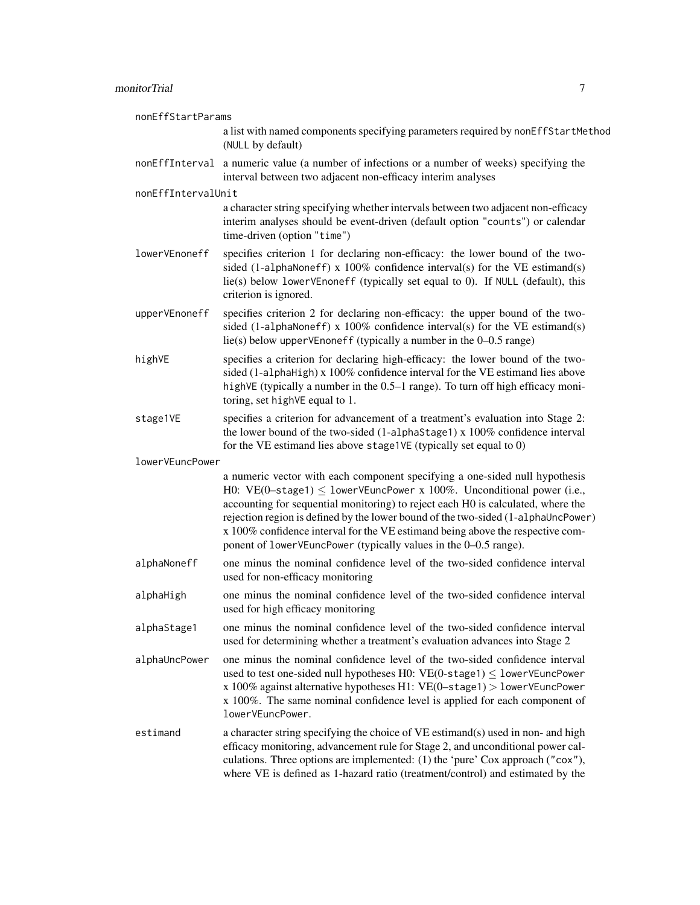`nonEffStartParams`
: a list with named components specifying parameters required by `nonEffStartMethod` (`NULL` by default)

`nonEffInterval`
: a numeric value (a number of infections or a number of weeks) specifying the interval between two adjacent non-efficacy interim analyses

`nonEffIntervalUnit`
: a character string specifying whether intervals between two adjacent non-efficacy interim analyses should be event-driven (default option `"counts"`) or calendar time-driven (option `"time"`)

`lowerVEnoneff`
: specifies criterion 1 for declaring non-efficacy: the lower bound of the two-sided (1-`alphaNoneff`) x 100% confidence interval(s) for the VE estimand(s) lie(s) below `lowerVEnoneff` (typically set equal to 0). If `NULL` (default), this criterion is ignored.

`upperVEnoneff`
: specifies criterion 2 for declaring non-efficacy: the upper bound of the two-sided (1-`alphaNoneff`) x 100% confidence interval(s) for the VE estimand(s) lie(s) below `upperVEnoneff` (typically a number in the 0–0.5 range)

`highVE`
: specifies a criterion for declaring high-efficacy: the lower bound of the two-sided (1-`alphaHigh`) x 100% confidence interval for the VE estimand lies above `highVE` (typically a number in the 0.5–1 range). To turn off high efficacy monitoring, set `highVE` equal to 1.

`stage1VE`
: specifies a criterion for advancement of a treatment's evaluation into Stage 2: the lower bound of the two-sided (1-`alphaStage1`) x 100% confidence interval for the VE estimand lies above `stage1VE` (typically set equal to 0)

`lowerVEuncPower`
: a numeric vector with each component specifying a one-sided null hypothesis H0: VE(0–`stage1`) $\leq$ `lowerVEuncPower` x 100%. Unconditional power (i.e., accounting for sequential monitoring) to reject each H0 is calculated, where the rejection region is defined by the lower bound of the two-sided (1-`alphaUncPower`) x 100% confidence interval for the VE estimand being above the respective component of `lowerVEuncPower` (typically values in the 0–0.5 range).

`alphaNoneff`
: one minus the nominal confidence level of the two-sided confidence interval used for non-efficacy monitoring

`alphaHigh`
: one minus the nominal confidence level of the two-sided confidence interval used for high efficacy monitoring

`alphaStage1`
: one minus the nominal confidence level of the two-sided confidence interval used for determining whether a treatment's evaluation advances into Stage 2

`alphaUncPower`
: one minus the nominal confidence level of the two-sided confidence interval used to test one-sided null hypotheses H0: VE(0-`stage1`) $\leq$ `lowerVEuncPower` x 100% against alternative hypotheses H1: VE(0–`stage1`) $>$ `lowerVEuncPower` x 100%. The same nominal confidence level is applied for each component of `lowerVEuncPower`.

`estimand`
: a character string specifying the choice of VE estimand(s) used in non- and high efficacy monitoring, advancement rule for Stage 2, and unconditional power calculations. Three options are implemented: (1) the 'pure' Cox approach (`"cox"`), where VE is defined as 1-hazard ratio (treatment/control) and estimated by the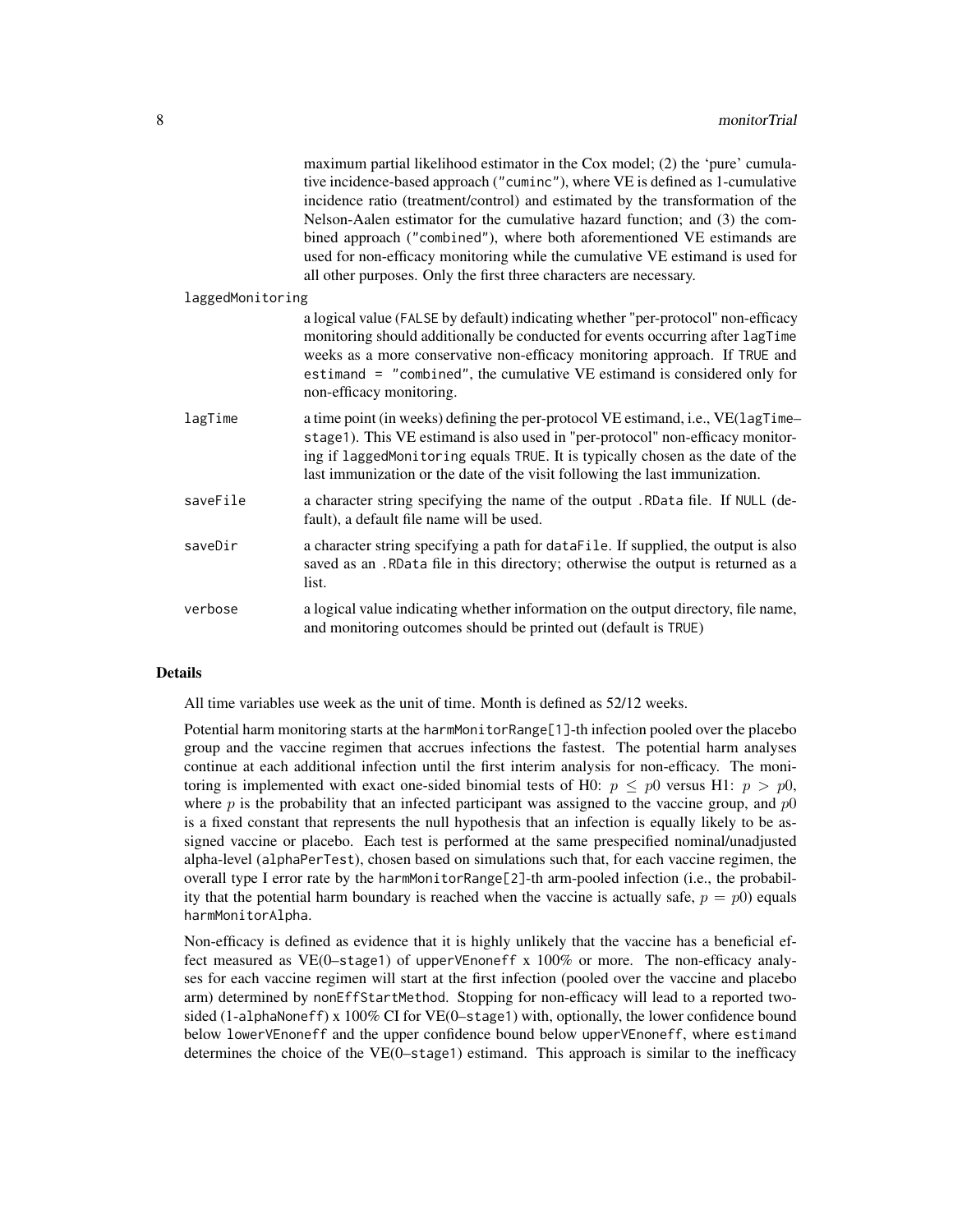maximum partial likelihood estimator in the Cox model; (2) the 'pure' cumulative incidence-based approach ("cuminc"), where VE is defined as 1-cumulative incidence ratio (treatment/control) and estimated by the transformation of the Nelson-Aalen estimator for the cumulative hazard function; and (3) the combined approach ("combined"), where both aforementioned VE estimands are used for non-efficacy monitoring while the cumulative VE estimand is used for all other purposes. Only the first three characters are necessary.

`laggedMonitoring`
: a logical value (`FALSE` by default) indicating whether "per-protocol" non-efficacy monitoring should additionally be conducted for events occurring after `lagTime` weeks as a more conservative non-efficacy monitoring approach. If `TRUE` and `estimand = "combined"`, the cumulative VE estimand is considered only for non-efficacy monitoring.

`lagTime`
: a time point (in weeks) defining the per-protocol VE estimand, i.e., VE(`lagTime`–`stage1`). This VE estimand is also used in "per-protocol" non-efficacy monitoring if `laggedMonitoring` equals `TRUE`. It is typically chosen as the date of the last immunization or the date of the visit following the last immunization.

`saveFile`
: a character string specifying the name of the output `.RData` file. If `NULL` (default), a default file name will be used.

`saveDir`
: a character string specifying a path for `dataFile`. If supplied, the output is also saved as an `.RData` file in this directory; otherwise the output is returned as a list.

`verbose`
: a logical value indicating whether information on the output directory, file name, and monitoring outcomes should be printed out (default is `TRUE`)

## Details

All time variables use week as the unit of time. Month is defined as 52/12 weeks.

Potential harm monitoring starts at the `harmMonitorRange[1]`-th infection pooled over the placebo group and the vaccine regimen that accrues infections the fastest. The potential harm analyses continue at each additional infection until the first interim analysis for non-efficacy. The monitoring is implemented with exact one-sided binomial tests of H0: $p \leq p0$ versus H1: $p > p0$, where $p$ is the probability that an infected participant was assigned to the vaccine group, and $p0$ is a fixed constant that represents the null hypothesis that an infection is equally likely to be assigned vaccine or placebo. Each test is performed at the same prespecified nominal/unadjusted alpha-level (`alphaPerTest`), chosen based on simulations such that, for each vaccine regimen, the overall type I error rate by the `harmMonitorRange[2]`-th arm-pooled infection (i.e., the probability that the potential harm boundary is reached when the vaccine is actually safe, $p = p0$) equals `harmMonitorAlpha`.

Non-efficacy is defined as evidence that it is highly unlikely that the vaccine has a beneficial effect measured as VE(0–`stage1`) of `upperVEnoneff` x 100% or more. The non-efficacy analyses for each vaccine regimen will start at the first infection (pooled over the vaccine and placebo arm) determined by `nonEffStartMethod`. Stopping for non-efficacy will lead to a reported two-sided (1-`alphaNoneff`) x 100% CI for VE(0–`stage1`) with, optionally, the lower confidence bound below `lowerVEnoneff` and the upper confidence bound below `upperVEnoneff`, where `estimand` determines the choice of the VE(0–`stage1`) estimand. This approach is similar to the inefficacy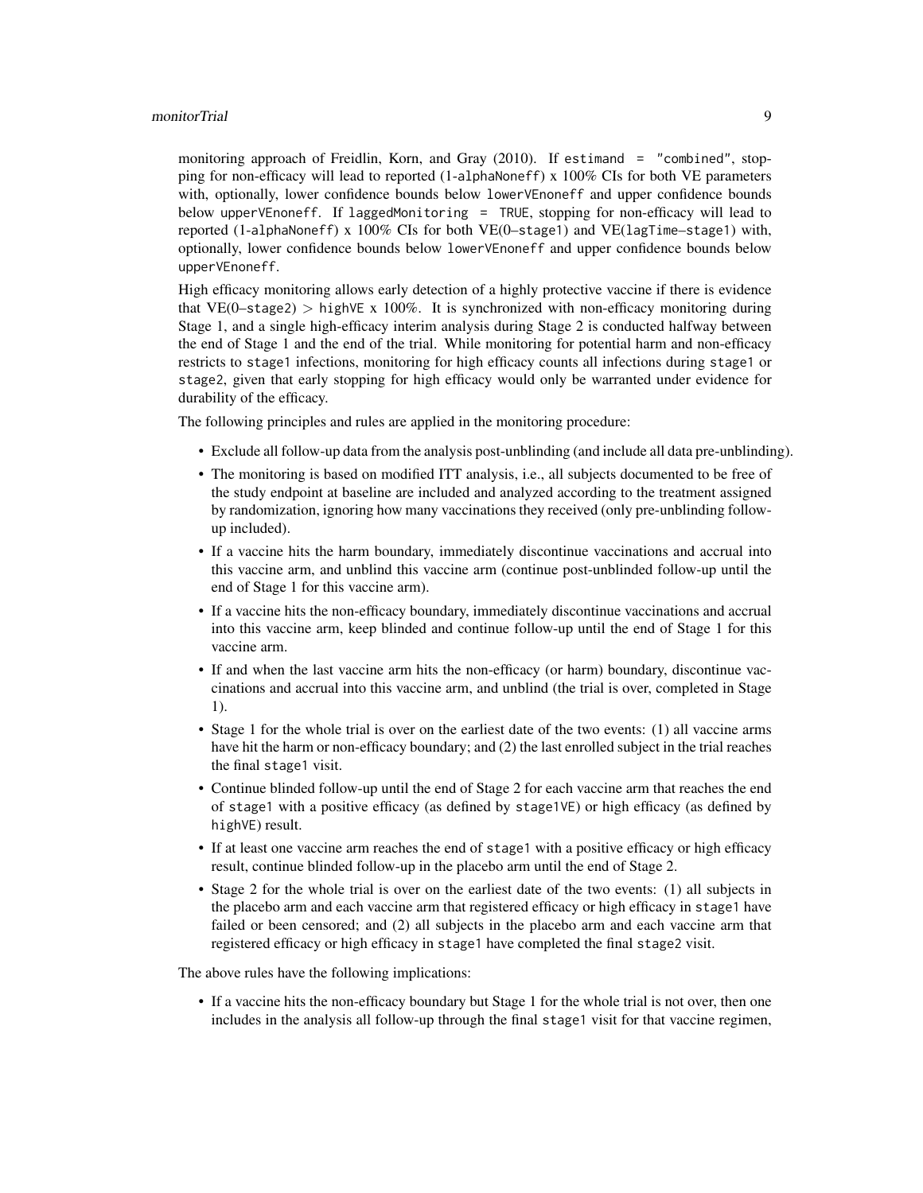monitoring approach of Freidlin, Korn, and Gray (2010). If `estimand = "combined"`, stopping for non-efficacy will lead to reported (1-`alphaNoneff`) x 100% CIs for both VE parameters with, optionally, lower confidence bounds below `lowerVEnoneff` and upper confidence bounds below `upperVEnoneff`. If `laggedMonitoring = TRUE`, stopping for non-efficacy will lead to reported (1-`alphaNoneff`) x 100% CIs for both VE(0–`stage1`) and VE(`lagTime`–`stage1`) with, optionally, lower confidence bounds below `lowerVEnoneff` and upper confidence bounds below `upperVEnoneff`.

High efficacy monitoring allows early detection of a highly protective vaccine if there is evidence that VE(0–`stage2`) > `highVE` x 100%. It is synchronized with non-efficacy monitoring during Stage 1, and a single high-efficacy interim analysis during Stage 2 is conducted halfway between the end of Stage 1 and the end of the trial. While monitoring for potential harm and non-efficacy restricts to `stage1` infections, monitoring for high efficacy counts all infections during `stage1` or `stage2`, given that early stopping for high efficacy would only be warranted under evidence for durability of the efficacy.

The following principles and rules are applied in the monitoring procedure:

- Exclude all follow-up data from the analysis post-unblinding (and include all data pre-unblinding).
- The monitoring is based on modified ITT analysis, i.e., all subjects documented to be free of the study endpoint at baseline are included and analyzed according to the treatment assigned by randomization, ignoring how many vaccinations they received (only pre-unblinding follow-up included).
- If a vaccine hits the harm boundary, immediately discontinue vaccinations and accrual into this vaccine arm, and unblind this vaccine arm (continue post-unblinded follow-up until the end of Stage 1 for this vaccine arm).
- If a vaccine hits the non-efficacy boundary, immediately discontinue vaccinations and accrual into this vaccine arm, keep blinded and continue follow-up until the end of Stage 1 for this vaccine arm.
- If and when the last vaccine arm hits the non-efficacy (or harm) boundary, discontinue vaccinations and accrual into this vaccine arm, and unblind (the trial is over, completed in Stage 1).
- Stage 1 for the whole trial is over on the earliest date of the two events: (1) all vaccine arms have hit the harm or non-efficacy boundary; and (2) the last enrolled subject in the trial reaches the final `stage1` visit.
- Continue blinded follow-up until the end of Stage 2 for each vaccine arm that reaches the end of `stage1` with a positive efficacy (as defined by `stage1VE`) or high efficacy (as defined by `highVE`) result.
- If at least one vaccine arm reaches the end of `stage1` with a positive efficacy or high efficacy result, continue blinded follow-up in the placebo arm until the end of Stage 2.
- Stage 2 for the whole trial is over on the earliest date of the two events: (1) all subjects in the placebo arm and each vaccine arm that registered efficacy or high efficacy in `stage1` have failed or been censored; and (2) all subjects in the placebo arm and each vaccine arm that registered efficacy or high efficacy in `stage1` have completed the final `stage2` visit.

The above rules have the following implications:

- If a vaccine hits the non-efficacy boundary but Stage 1 for the whole trial is not over, then one includes in the analysis all follow-up through the final `stage1` visit for that vaccine regimen,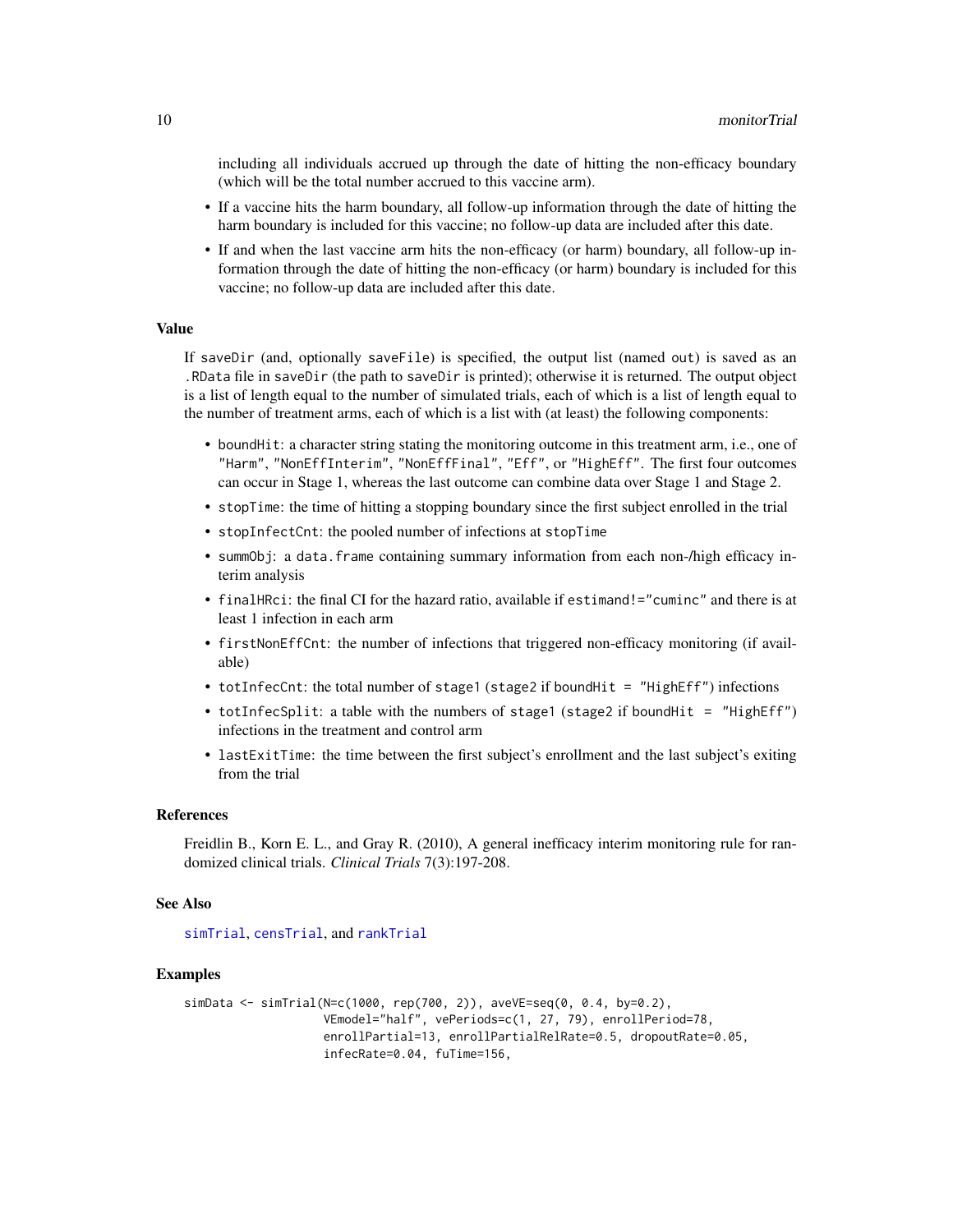including all individuals accrued up through the date of hitting the non-efficacy boundary (which will be the total number accrued to this vaccine arm).

- If a vaccine hits the harm boundary, all follow-up information through the date of hitting the harm boundary is included for this vaccine; no follow-up data are included after this date.
- If and when the last vaccine arm hits the non-efficacy (or harm) boundary, all follow-up information through the date of hitting the non-efficacy (or harm) boundary is included for this vaccine; no follow-up data are included after this date.

### Value

If `saveDir` (and, optionally `saveFile`) is specified, the output list (named `out`) is saved as an `.RData` file in `saveDir` (the path to `saveDir` is printed); otherwise it is returned. The output object is a list of length equal to the number of simulated trials, each of which is a list of length equal to the number of treatment arms, each of which is a list with (at least) the following components:

- `boundHit`: a character string stating the monitoring outcome in this treatment arm, i.e., one of `"Harm"`, `"NonEffInterim"`, `"NonEffFinal"`, `"Eff"`, or `"HighEff"`. The first four outcomes can occur in Stage 1, whereas the last outcome can combine data over Stage 1 and Stage 2.
- `stopTime`: the time of hitting a stopping boundary since the first subject enrolled in the trial
- `stopInfectCnt`: the pooled number of infections at `stopTime`
- `summObj`: a `data.frame` containing summary information from each non-/high efficacy interim analysis
- `finalHRci`: the final CI for the hazard ratio, available if `estimand!="cuminc"` and there is at least 1 infection in each arm
- `firstNonEffCnt`: the number of infections that triggered non-efficacy monitoring (if available)
- `totInfecCnt`: the total number of `stage1` (`stage2` if `boundHit = "HighEff"`) infections
- `totInfecSplit`: a table with the numbers of `stage1` (`stage2` if `boundHit = "HighEff"`) infections in the treatment and control arm
- `lastExitTime`: the time between the first subject's enrollment and the last subject's exiting from the trial

### References

Freidlin B., Korn E. L., and Gray R. (2010), A general inefficacy interim monitoring rule for randomized clinical trials. *Clinical Trials* 7(3):197-208.

### See Also

`simTrial`, `censTrial`, and `rankTrial`

### Examples

```
simData <- simTrial(N=c(1000, rep(700, 2)), aveVE=seq(0, 0.4, by=0.2),
                    VEmodel="half", vePeriods=c(1, 27, 79), enrollPeriod=78,
                    enrollPartial=13, enrollPartialRelRate=0.5, dropoutRate=0.05,
                    infecRate=0.04, fuTime=156,
```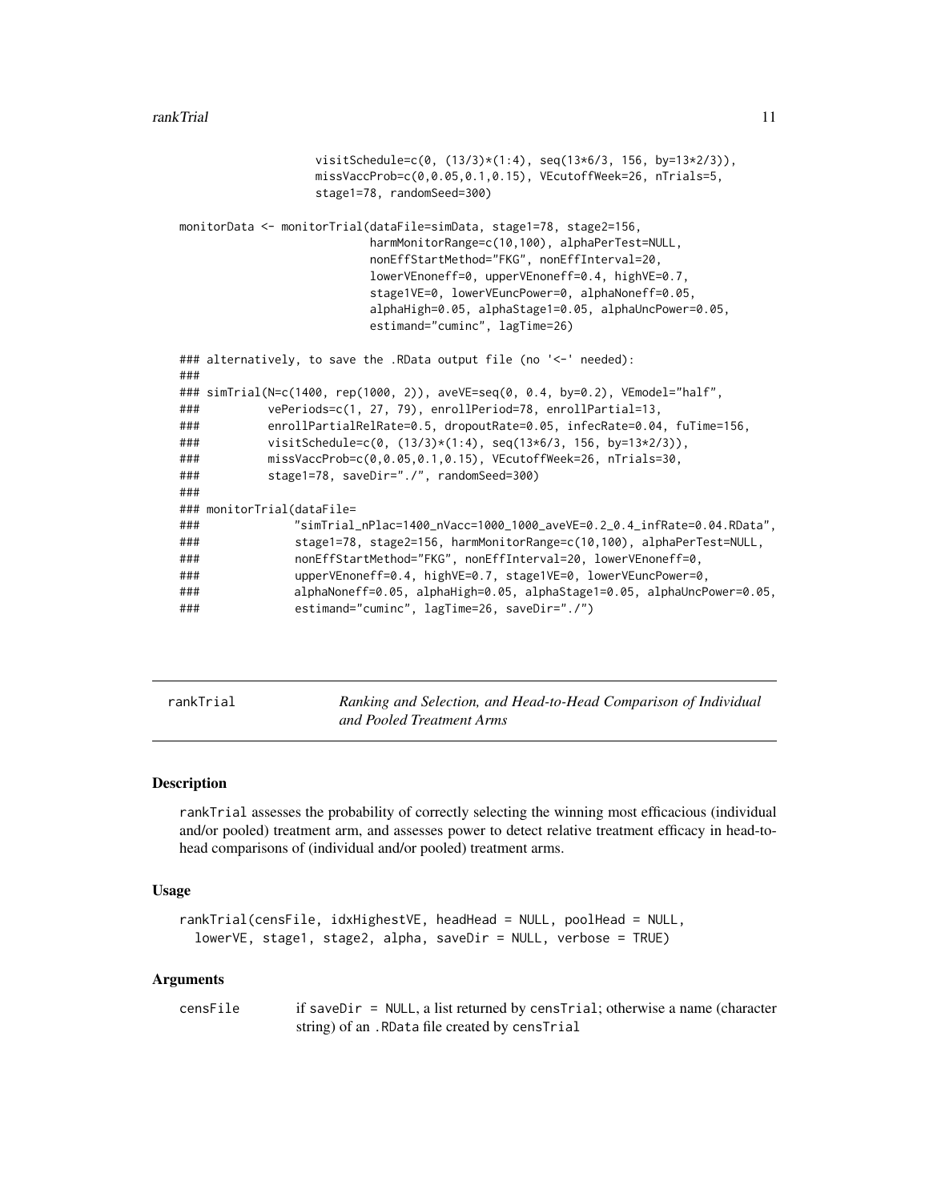```
                    visitSchedule=c(0, (13/3)*(1:4), seq(13*6/3, 156, by=13*2/3)),
                    missVaccProb=c(0,0.05,0.1,0.15), VEcutoffWeek=26, nTrials=5,
                    stage1=78, randomSeed=300)

monitorData <- monitorTrial(dataFile=simData, stage1=78, stage2=156,
                            harmMonitorRange=c(10,100), alphaPerTest=NULL,
                            nonEffStartMethod="FKG", nonEffInterval=20,
                            lowerVEnoneff=0, upperVEnoneff=0.4, highVE=0.7,
                            stage1VE=0, lowerVEuncPower=0, alphaNoneff=0.05,
                            alphaHigh=0.05, alphaStage1=0.05, alphaUncPower=0.05,
                            estimand="cuminc", lagTime=26)

### alternatively, to save the .RData output file (no '<-' needed):
###
### simTrial(N=c(1400, rep(1000, 2)), aveVE=seq(0, 0.4, by=0.2), VEmodel="half",
###          vePeriods=c(1, 27, 79), enrollPeriod=78, enrollPartial=13,
###          enrollPartialRelRate=0.5, dropoutRate=0.05, infecRate=0.04, fuTime=156,
###          visitSchedule=c(0, (13/3)*(1:4), seq(13*6/3, 156, by=13*2/3)),
###          missVaccProb=c(0,0.05,0.1,0.15), VEcutoffWeek=26, nTrials=30,
###          stage1=78, saveDir="./", randomSeed=300)
###
### monitorTrial(dataFile=
###              "simTrial_nPlac=1400_nVacc=1000_1000_aveVE=0.2_0.4_infRate=0.04.RData",
###              stage1=78, stage2=156, harmMonitorRange=c(10,100), alphaPerTest=NULL,
###              nonEffStartMethod="FKG", nonEffInterval=20, lowerVEnoneff=0,
###              upperVEnoneff=0.4, highVE=0.7, stage1VE=0, lowerVEuncPower=0,
###              alphaNoneff=0.05, alphaHigh=0.05, alphaStage1=0.05, alphaUncPower=0.05,
###              estimand="cuminc", lagTime=26, saveDir="./")
```

---

# rankTrial — *Ranking and Selection, and Head-to-Head Comparison of Individual and Pooled Treatment Arms*

## Description

rankTrial assesses the probability of correctly selecting the winning most efficacious (individual and/or pooled) treatment arm, and assesses power to detect relative treatment efficacy in head-to-head comparisons of (individual and/or pooled) treatment arms.

## Usage

```
rankTrial(censFile, idxHighestVE, headHead = NULL, poolHead = NULL,
  lowerVE, stage1, stage2, alpha, saveDir = NULL, verbose = TRUE)
```

## Arguments

| | |
|---|---|
| censFile | if saveDir = NULL, a list returned by censTrial; otherwise a name (character string) of an .RData file created by censTrial |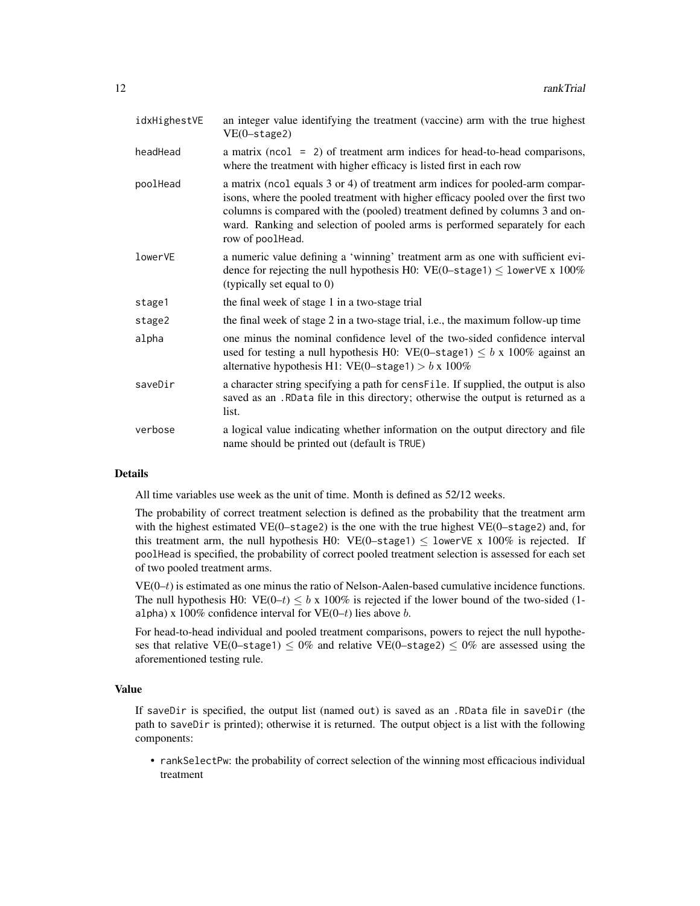| | |
|---|---|
| `idxHighestVE` | an integer value identifying the treatment (vaccine) arm with the true highest VE(0–`stage2`) |
| `headHead` | a matrix (`ncol = 2`) of treatment arm indices for head-to-head comparisons, where the treatment with higher efficacy is listed first in each row |
| `poolHead` | a matrix (`ncol` equals 3 or 4) of treatment arm indices for pooled-arm comparisons, where the pooled treatment with higher efficacy pooled over the first two columns is compared with the (pooled) treatment defined by columns 3 and onward. Ranking and selection of pooled arms is performed separately for each row of `poolHead`. |
| `lowerVE` | a numeric value defining a 'winning' treatment arm as one with sufficient evidence for rejecting the null hypothesis H0: VE(0–`stage1`) $\leq$ `lowerVE` x 100% (typically set equal to 0) |
| `stage1` | the final week of stage 1 in a two-stage trial |
| `stage2` | the final week of stage 2 in a two-stage trial, i.e., the maximum follow-up time |
| `alpha` | one minus the nominal confidence level of the two-sided confidence interval used for testing a null hypothesis H0: VE(0–`stage1`) $\leq b$ x 100% against an alternative hypothesis H1: VE(0–`stage1`) $> b$ x 100% |
| `saveDir` | a character string specifying a path for `censFile`. If supplied, the output is also saved as an `.RData` file in this directory; otherwise the output is returned as a list. |
| `verbose` | a logical value indicating whether information on the output directory and file name should be printed out (default is `TRUE`) |

### Details

All time variables use week as the unit of time. Month is defined as 52/12 weeks.

The probability of correct treatment selection is defined as the probability that the treatment arm with the highest estimated VE(0–`stage2`) is the one with the true highest VE(0–`stage2`) and, for this treatment arm, the null hypothesis H0: VE(0–`stage1`) $\leq$ `lowerVE` x 100% is rejected. If `poolHead` is specified, the probability of correct pooled treatment selection is assessed for each set of two pooled treatment arms.

VE(0–$t$) is estimated as one minus the ratio of Nelson-Aalen-based cumulative incidence functions. The null hypothesis H0: VE(0–$t$) $\leq b$ x 100% is rejected if the lower bound of the two-sided (1-`alpha`) x 100% confidence interval for VE(0–$t$) lies above $b$.

For head-to-head individual and pooled treatment comparisons, powers to reject the null hypotheses that relative VE(0–`stage1`) $\leq$ 0% and relative VE(0–`stage2`) $\leq$ 0% are assessed using the aforementioned testing rule.

### Value

If `saveDir` is specified, the output list (named `out`) is saved as an `.RData` file in `saveDir` (the path to `saveDir` is printed); otherwise it is returned. The output object is a list with the following components:

- `rankSelectPw`: the probability of correct selection of the winning most efficacious individual treatment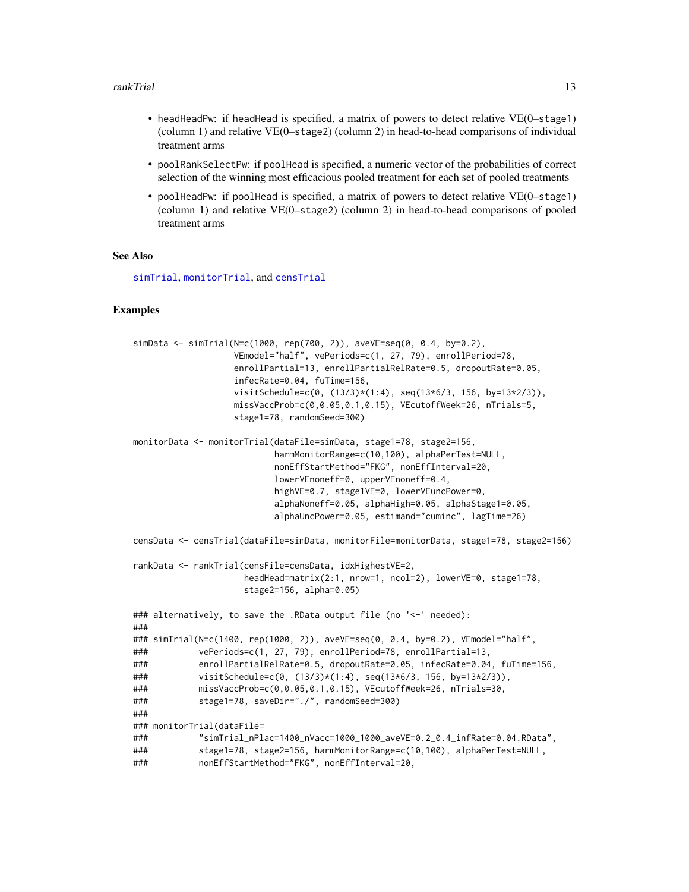- headHeadPw: if headHead is specified, a matrix of powers to detect relative VE(0–stage1) (column 1) and relative VE(0–stage2) (column 2) in head-to-head comparisons of individual treatment arms
- poolRankSelectPw: if poolHead is specified, a numeric vector of the probabilities of correct selection of the winning most efficacious pooled treatment for each set of pooled treatments
- poolHeadPw: if poolHead is specified, a matrix of powers to detect relative VE(0–stage1) (column 1) and relative VE(0–stage2) (column 2) in head-to-head comparisons of pooled treatment arms

## See Also

simTrial, monitorTrial, and censTrial

## Examples

```
simData <- simTrial(N=c(1000, rep(700, 2)), aveVE=seq(0, 0.4, by=0.2),
                    VEmodel="half", vePeriods=c(1, 27, 79), enrollPeriod=78,
                    enrollPartial=13, enrollPartialRelRate=0.5, dropoutRate=0.05,
                    infecRate=0.04, fuTime=156,
                    visitSchedule=c(0, (13/3)*(1:4), seq(13*6/3, 156, by=13*2/3)),
                    missVaccProb=c(0,0.05,0.1,0.15), VEcutoffWeek=26, nTrials=5,
                    stage1=78, randomSeed=300)

monitorData <- monitorTrial(dataFile=simData, stage1=78, stage2=156,
                            harmMonitorRange=c(10,100), alphaPerTest=NULL,
                            nonEffStartMethod="FKG", nonEffInterval=20,
                            lowerVEnoneff=0, upperVEnoneff=0.4,
                            highVE=0.7, stage1VE=0, lowerVEuncPower=0,
                            alphaNoneff=0.05, alphaHigh=0.05, alphaStage1=0.05,
                            alphaUncPower=0.05, estimand="cuminc", lagTime=26)

censData <- censTrial(dataFile=simData, monitorFile=monitorData, stage1=78, stage2=156)

rankData <- rankTrial(censFile=censData, idxHighestVE=2,
                      headHead=matrix(2:1, nrow=1, ncol=2), lowerVE=0, stage1=78,
                      stage2=156, alpha=0.05)

### alternatively, to save the .RData output file (no '<-' needed):
###
### simTrial(N=c(1400, rep(1000, 2)), aveVE=seq(0, 0.4, by=0.2), VEmodel="half",
###          vePeriods=c(1, 27, 79), enrollPeriod=78, enrollPartial=13,
###          enrollPartialRelRate=0.5, dropoutRate=0.05, infecRate=0.04, fuTime=156,
###          visitSchedule=c(0, (13/3)*(1:4), seq(13*6/3, 156, by=13*2/3)),
###          missVaccProb=c(0,0.05,0.1,0.15), VEcutoffWeek=26, nTrials=30,
###          stage1=78, saveDir="./", randomSeed=300)
###
### monitorTrial(dataFile=
###          "simTrial_nPlac=1400_nVacc=1000_1000_aveVE=0.2_0.4_infRate=0.04.RData",
###          stage1=78, stage2=156, harmMonitorRange=c(10,100), alphaPerTest=NULL,
###          nonEffStartMethod="FKG", nonEffInterval=20,
```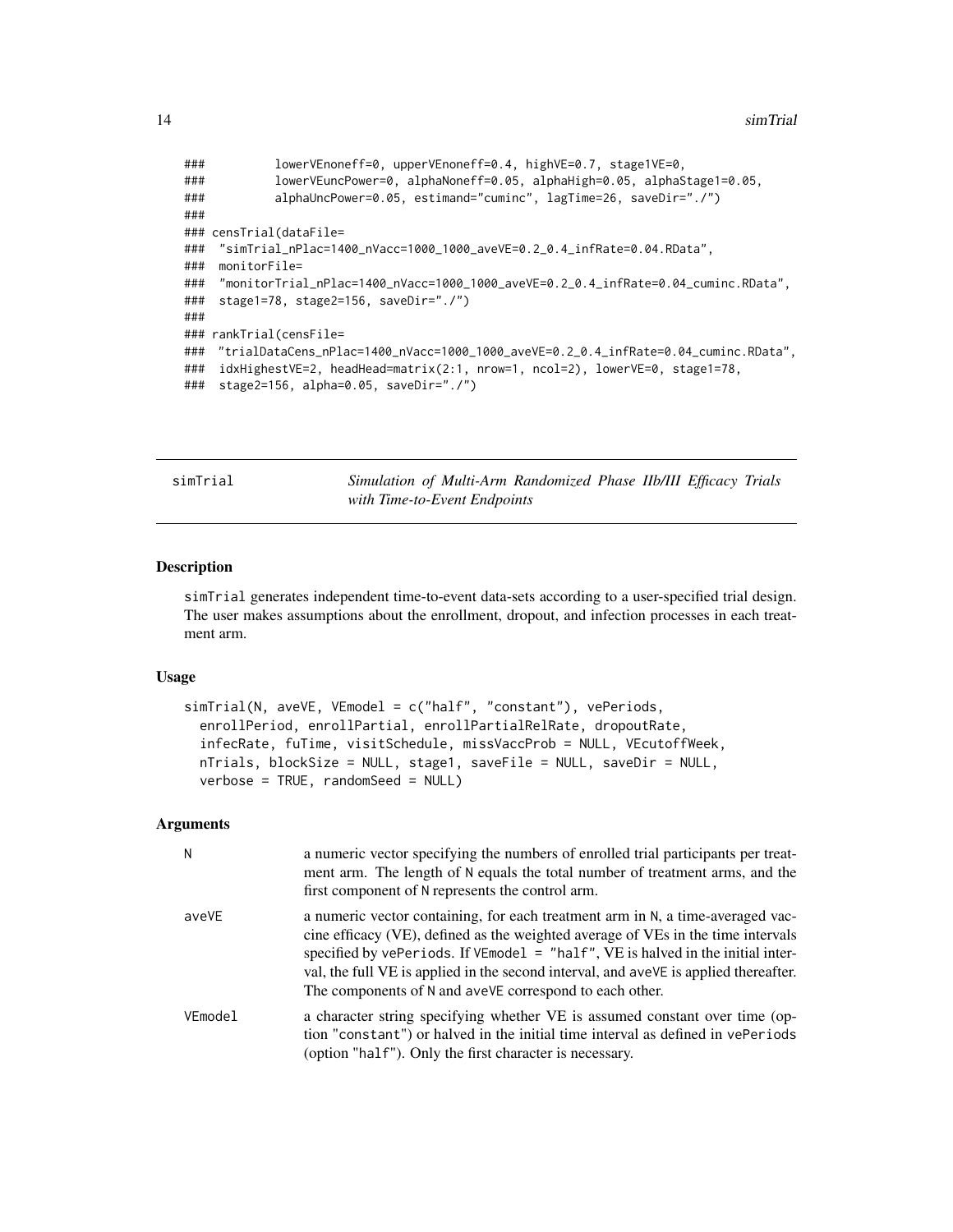```
###           lowerVEnoneff=0, upperVEnoneff=0.4, highVE=0.7, stage1VE=0,
###           lowerVEuncPower=0, alphaNoneff=0.05, alphaHigh=0.05, alphaStage1=0.05,
###           alphaUncPower=0.05, estimand="cuminc", lagTime=26, saveDir="./")
###
### censTrial(dataFile=
###  "simTrial_nPlac=1400_nVacc=1000_1000_aveVE=0.2_0.4_infRate=0.04.RData",
###  monitorFile=
###  "monitorTrial_nPlac=1400_nVacc=1000_1000_aveVE=0.2_0.4_infRate=0.04_cuminc.RData",
###  stage1=78, stage2=156, saveDir="./")
###
### rankTrial(censFile=
###  "trialDataCens_nPlac=1400_nVacc=1000_1000_aveVE=0.2_0.4_infRate=0.04_cuminc.RData",
###  idxHighestVE=2, headHead=matrix(2:1, nrow=1, ncol=2), lowerVE=0, stage1=78,
###  stage2=156, alpha=0.05, saveDir="./")
```

## simTrial — *Simulation of Multi-Arm Randomized Phase IIb/III Efficacy Trials with Time-to-Event Endpoints*

### Description

simTrial generates independent time-to-event data-sets according to a user-specified trial design. The user makes assumptions about the enrollment, dropout, and infection processes in each treatment arm.

### Usage

```
simTrial(N, aveVE, VEmodel = c("half", "constant"), vePeriods,
  enrollPeriod, enrollPartial, enrollPartialRelRate, dropoutRate,
  infecRate, fuTime, visitSchedule, missVaccProb = NULL, VEcutoffWeek,
  nTrials, blockSize = NULL, stage1, saveFile = NULL, saveDir = NULL,
  verbose = TRUE, randomSeed = NULL)
```

### Arguments

| | |
|---|---|
| N | a numeric vector specifying the numbers of enrolled trial participants per treatment arm. The length of N equals the total number of treatment arms, and the first component of N represents the control arm. |
| aveVE | a numeric vector containing, for each treatment arm in N, a time-averaged vaccine efficacy (VE), defined as the weighted average of VEs in the time intervals specified by vePeriods. If VEmodel = "half", VE is halved in the initial interval, the full VE is applied in the second interval, and aveVE is applied thereafter. The components of N and aveVE correspond to each other. |
| VEmodel | a character string specifying whether VE is assumed constant over time (option "constant") or halved in the initial time interval as defined in vePeriods (option "half"). Only the first character is necessary. |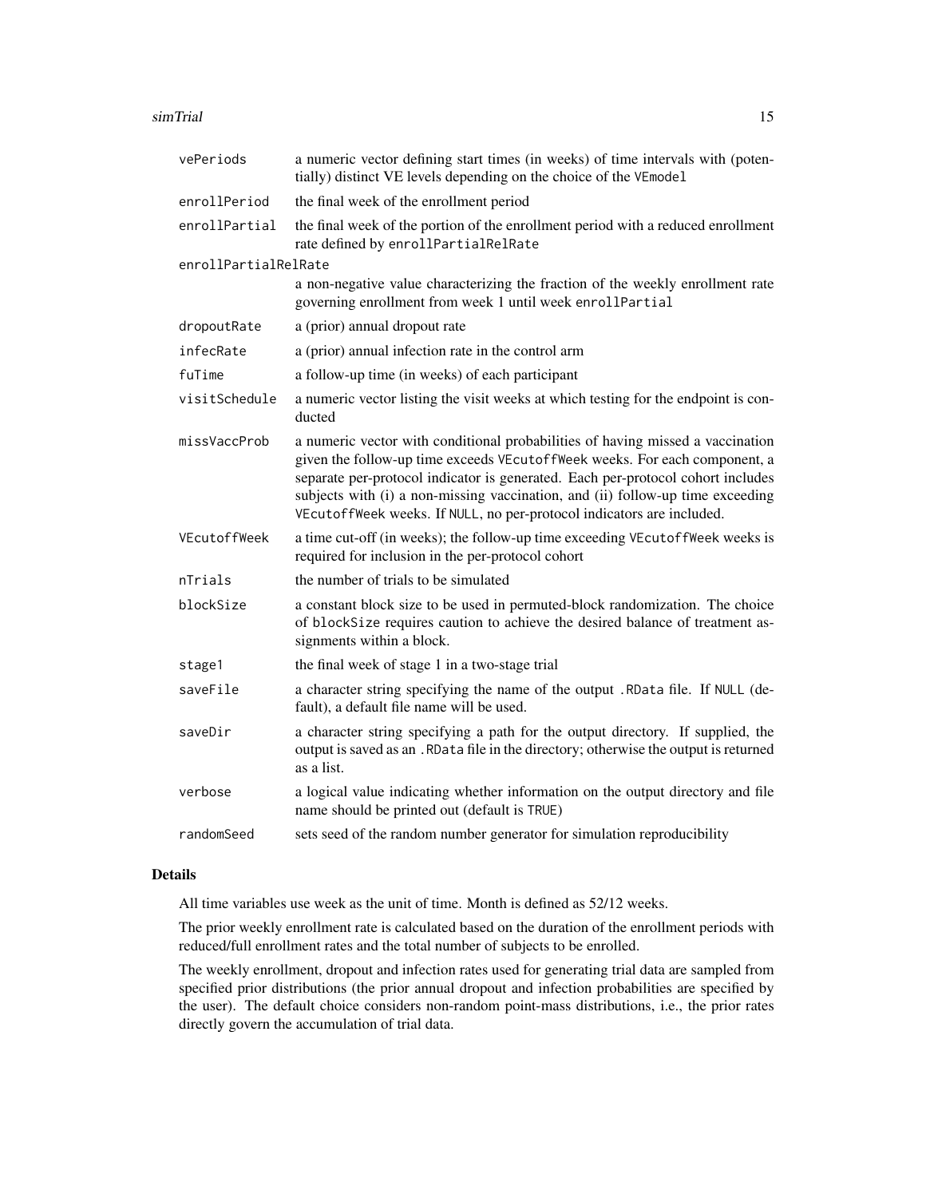| | |
|---|---|
| vePeriods | a numeric vector defining start times (in weeks) of time intervals with (potentially) distinct VE levels depending on the choice of the VEmodel |
| enrollPeriod | the final week of the enrollment period |
| enrollPartial | the final week of the portion of the enrollment period with a reduced enrollment rate defined by enrollPartialRelRate |
| enrollPartialRelRate | a non-negative value characterizing the fraction of the weekly enrollment rate governing enrollment from week 1 until week enrollPartial |
| dropoutRate | a (prior) annual dropout rate |
| infecRate | a (prior) annual infection rate in the control arm |
| fuTime | a follow-up time (in weeks) of each participant |
| visitSchedule | a numeric vector listing the visit weeks at which testing for the endpoint is conducted |
| missVaccProb | a numeric vector with conditional probabilities of having missed a vaccination given the follow-up time exceeds VEcutoffWeek weeks. For each component, a separate per-protocol indicator is generated. Each per-protocol cohort includes subjects with (i) a non-missing vaccination, and (ii) follow-up time exceeding VEcutoffWeek weeks. If NULL, no per-protocol indicators are included. |
| VEcutoffWeek | a time cut-off (in weeks); the follow-up time exceeding VEcutoffWeek weeks is required for inclusion in the per-protocol cohort |
| nTrials | the number of trials to be simulated |
| blockSize | a constant block size to be used in permuted-block randomization. The choice of blockSize requires caution to achieve the desired balance of treatment assignments within a block. |
| stage1 | the final week of stage 1 in a two-stage trial |
| saveFile | a character string specifying the name of the output .RData file. If NULL (default), a default file name will be used. |
| saveDir | a character string specifying a path for the output directory. If supplied, the output is saved as an .RData file in the directory; otherwise the output is returned as a list. |
| verbose | a logical value indicating whether information on the output directory and file name should be printed out (default is TRUE) |
| randomSeed | sets seed of the random number generator for simulation reproducibility |

## Details

All time variables use week as the unit of time. Month is defined as 52/12 weeks.

The prior weekly enrollment rate is calculated based on the duration of the enrollment periods with reduced/full enrollment rates and the total number of subjects to be enrolled.

The weekly enrollment, dropout and infection rates used for generating trial data are sampled from specified prior distributions (the prior annual dropout and infection probabilities are specified by the user). The default choice considers non-random point-mass distributions, i.e., the prior rates directly govern the accumulation of trial data.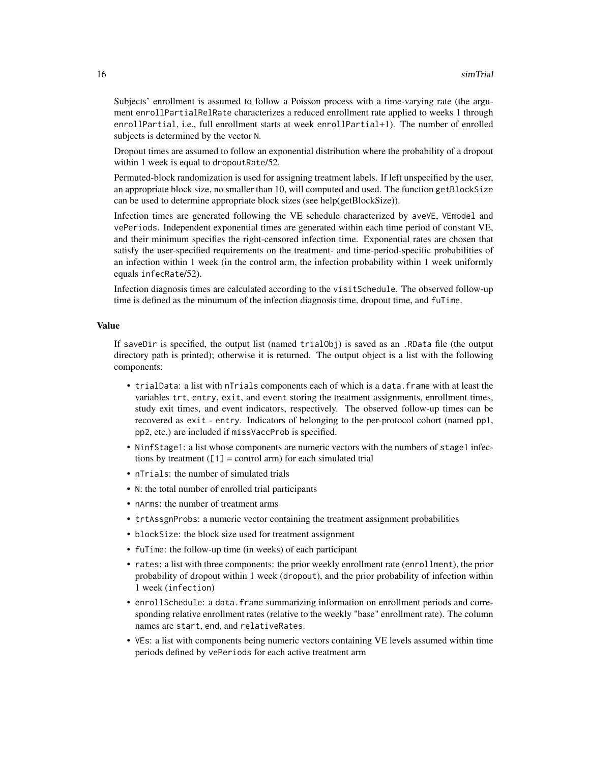Subjects' enrollment is assumed to follow a Poisson process with a time-varying rate (the argument `enrollPartialRelRate` characterizes a reduced enrollment rate applied to weeks 1 through `enrollPartial`, i.e., full enrollment starts at week `enrollPartial+1`). The number of enrolled subjects is determined by the vector `N`.

Dropout times are assumed to follow an exponential distribution where the probability of a dropout within 1 week is equal to `dropoutRate`/52.

Permuted-block randomization is used for assigning treatment labels. If left unspecified by the user, an appropriate block size, no smaller than 10, will computed and used. The function `getBlockSize` can be used to determine appropriate block sizes (see help(getBlockSize)).

Infection times are generated following the VE schedule characterized by `aveVE`, `VEmodel` and `vePeriods`. Independent exponential times are generated within each time period of constant VE, and their minimum specifies the right-censored infection time. Exponential rates are chosen that satisfy the user-specified requirements on the treatment- and time-period-specific probabilities of an infection within 1 week (in the control arm, the infection probability within 1 week uniformly equals `infecRate`/52).

Infection diagnosis times are calculated according to the `visitSchedule`. The observed follow-up time is defined as the minumum of the infection diagnosis time, dropout time, and `fuTime`.

## Value

If `saveDir` is specified, the output list (named `trialObj`) is saved as an `.RData` file (the output directory path is printed); otherwise it is returned. The output object is a list with the following components:

- `trialData`: a list with `nTrials` components each of which is a `data.frame` with at least the variables `trt`, `entry`, `exit`, and `event` storing the treatment assignments, enrollment times, study exit times, and event indicators, respectively. The observed follow-up times can be recovered as `exit - entry`. Indicators of belonging to the per-protocol cohort (named `pp1`, `pp2`, etc.) are included if `missVaccProb` is specified.
- `NinfStage1`: a list whose components are numeric vectors with the numbers of `stage1` infections by treatment (`[1]` = control arm) for each simulated trial
- `nTrials`: the number of simulated trials
- `N`: the total number of enrolled trial participants
- `nArms`: the number of treatment arms
- `trtAssgnProbs`: a numeric vector containing the treatment assignment probabilities
- `blockSize`: the block size used for treatment assignment
- `fuTime`: the follow-up time (in weeks) of each participant
- `rates`: a list with three components: the prior weekly enrollment rate (`enrollment`), the prior probability of dropout within 1 week (`dropout`), and the prior probability of infection within 1 week (`infection`)
- `enrollSchedule`: a `data.frame` summarizing information on enrollment periods and corresponding relative enrollment rates (relative to the weekly "base" enrollment rate). The column names are `start`, `end`, and `relativeRates`.
- `VEs`: a list with components being numeric vectors containing VE levels assumed within time periods defined by `vePeriods` for each active treatment arm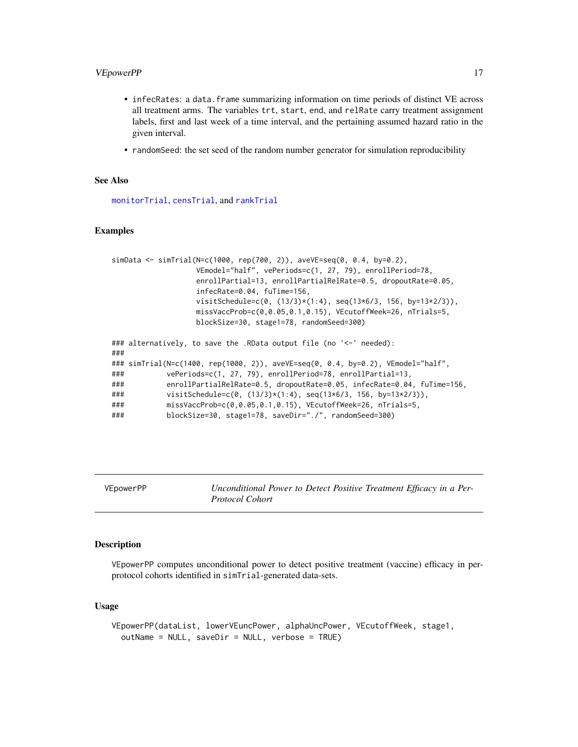- `infecRates`: a `data.frame` summarizing information on time periods of distinct VE across all treatment arms. The variables `trt`, `start`, `end`, and `relRate` carry treatment assignment labels, first and last week of a time interval, and the pertaining assumed hazard ratio in the given interval.
- `randomSeed`: the set seed of the random number generator for simulation reproducibility

## See Also

`monitorTrial`, `censTrial`, and `rankTrial`

## Examples

```
simData <- simTrial(N=c(1000, rep(700, 2)), aveVE=seq(0, 0.4, by=0.2),
                    VEmodel="half", vePeriods=c(1, 27, 79), enrollPeriod=78,
                    enrollPartial=13, enrollPartialRelRate=0.5, dropoutRate=0.05,
                    infecRate=0.04, fuTime=156,
                    visitSchedule=c(0, (13/3)*(1:4), seq(13*6/3, 156, by=13*2/3)),
                    missVaccProb=c(0,0.05,0.1,0.15), VEcutoffWeek=26, nTrials=5,
                    blockSize=30, stage1=78, randomSeed=300)

### alternatively, to save the .RData output file (no '<-' needed):
###
### simTrial(N=c(1400, rep(1000, 2)), aveVE=seq(0, 0.4, by=0.2), VEmodel="half",
###          vePeriods=c(1, 27, 79), enrollPeriod=78, enrollPartial=13,
###          enrollPartialRelRate=0.5, dropoutRate=0.05, infecRate=0.04, fuTime=156,
###          visitSchedule=c(0, (13/3)*(1:4), seq(13*6/3, 156, by=13*2/3)),
###          missVaccProb=c(0,0.05,0.1,0.15), VEcutoffWeek=26, nTrials=5,
###          blockSize=30, stage1=78, saveDir="./", randomSeed=300)
```

---

# VEpowerPP — *Unconditional Power to Detect Positive Treatment Efficacy in a Per-Protocol Cohort*

## Description

`VEpowerPP` computes unconditional power to detect positive treatment (vaccine) efficacy in per-protocol cohorts identified in `simTrial`-generated data-sets.

## Usage

```
VEpowerPP(dataList, lowerVEuncPower, alphaUncPower, VEcutoffWeek, stage1,
  outName = NULL, saveDir = NULL, verbose = TRUE)
```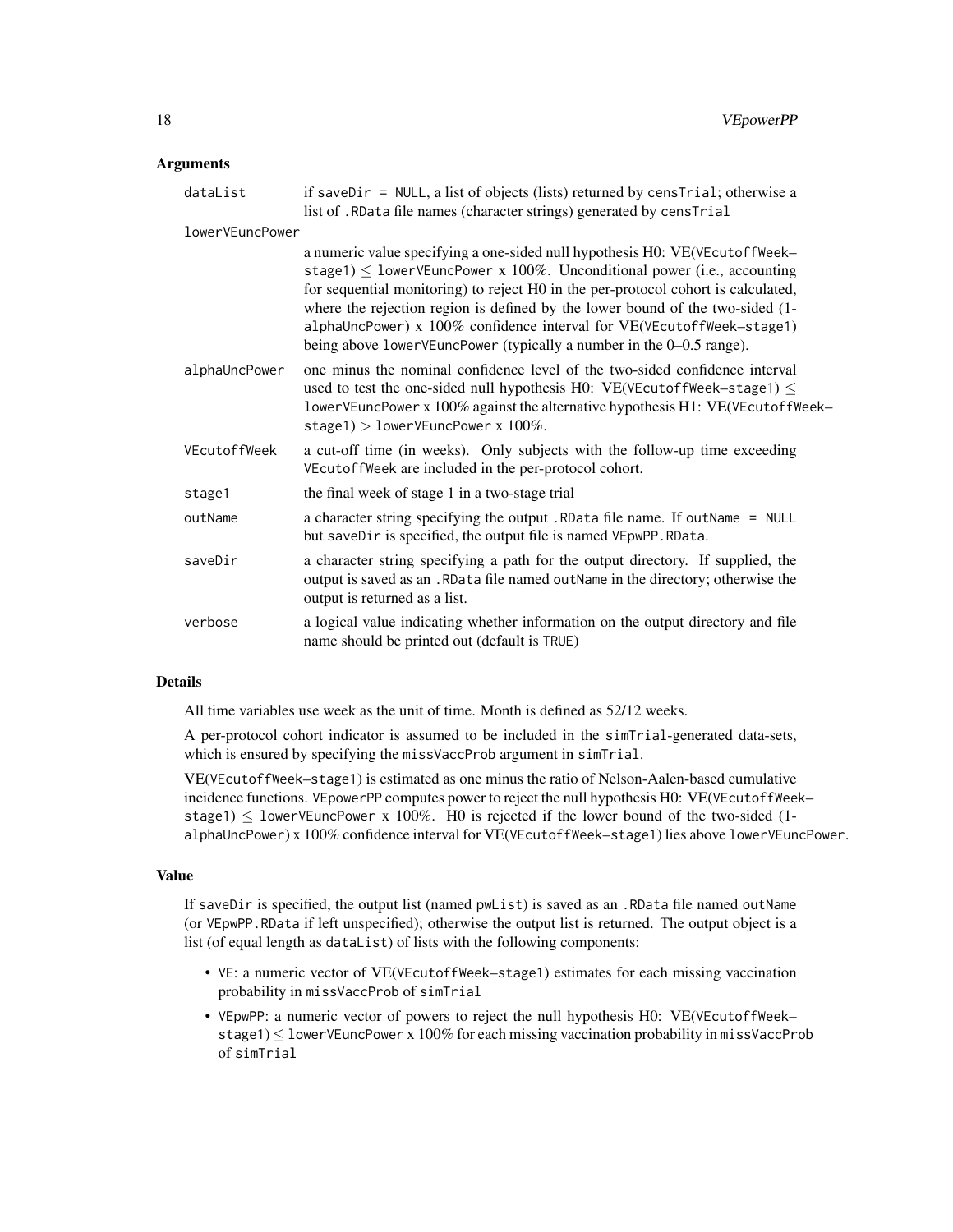### Arguments

| | |
|---|---|
| `dataList` | if `saveDir = NULL`, a list of objects (lists) returned by `censTrial`; otherwise a list of `.RData` file names (character strings) generated by `censTrial` |
| `lowerVEuncPower` | a numeric value specifying a one-sided null hypothesis H0: VE(`VEcutoffWeek`–`stage1`) $\leq$ `lowerVEuncPower` x 100%. Unconditional power (i.e., accounting for sequential monitoring) to reject H0 in the per-protocol cohort is calculated, where the rejection region is defined by the lower bound of the two-sided (1-`alphaUncPower`) x 100% confidence interval for VE(`VEcutoffWeek`–`stage1`) being above `lowerVEuncPower` (typically a number in the 0–0.5 range). |
| `alphaUncPower` | one minus the nominal confidence level of the two-sided confidence interval used to test the one-sided null hypothesis H0: VE(`VEcutoffWeek`–`stage1`) $\leq$ `lowerVEuncPower` x 100% against the alternative hypothesis H1: VE(`VEcutoffWeek`–`stage1`) $>$ `lowerVEuncPower` x 100%. |
| `VEcutoffWeek` | a cut-off time (in weeks). Only subjects with the follow-up time exceeding `VEcutoffWeek` are included in the per-protocol cohort. |
| `stage1` | the final week of stage 1 in a two-stage trial |
| `outName` | a character string specifying the output `.RData` file name. If `outName = NULL` but `saveDir` is specified, the output file is named `VEpwPP.RData`. |
| `saveDir` | a character string specifying a path for the output directory. If supplied, the output is saved as an `.RData` file named `outName` in the directory; otherwise the output is returned as a list. |
| `verbose` | a logical value indicating whether information on the output directory and file name should be printed out (default is `TRUE`) |

### Details

All time variables use week as the unit of time. Month is defined as 52/12 weeks.

A per-protocol cohort indicator is assumed to be included in the `simTrial`-generated data-sets, which is ensured by specifying the `missVaccProb` argument in `simTrial`.

VE(`VEcutoffWeek`–`stage1`) is estimated as one minus the ratio of Nelson-Aalen-based cumulative incidence functions. `VEpowerPP` computes power to reject the null hypothesis H0: VE(`VEcutoffWeek`–`stage1`) $\leq$ `lowerVEuncPower` x 100%. H0 is rejected if the lower bound of the two-sided (1-`alphaUncPower`) x 100% confidence interval for VE(`VEcutoffWeek`–`stage1`) lies above `lowerVEuncPower`.

### Value

If `saveDir` is specified, the output list (named `pwList`) is saved as an `.RData` file named `outName` (or `VEpwPP.RData` if left unspecified); otherwise the output list is returned. The output object is a list (of equal length as `dataList`) of lists with the following components:

- `VE`: a numeric vector of VE(`VEcutoffWeek`–`stage1`) estimates for each missing vaccination probability in `missVaccProb` of `simTrial`
- `VEpwPP`: a numeric vector of powers to reject the null hypothesis H0: VE(`VEcutoffWeek`–`stage1`) $\leq$ `lowerVEuncPower` x 100% for each missing vaccination probability in `missVaccProb` of `simTrial`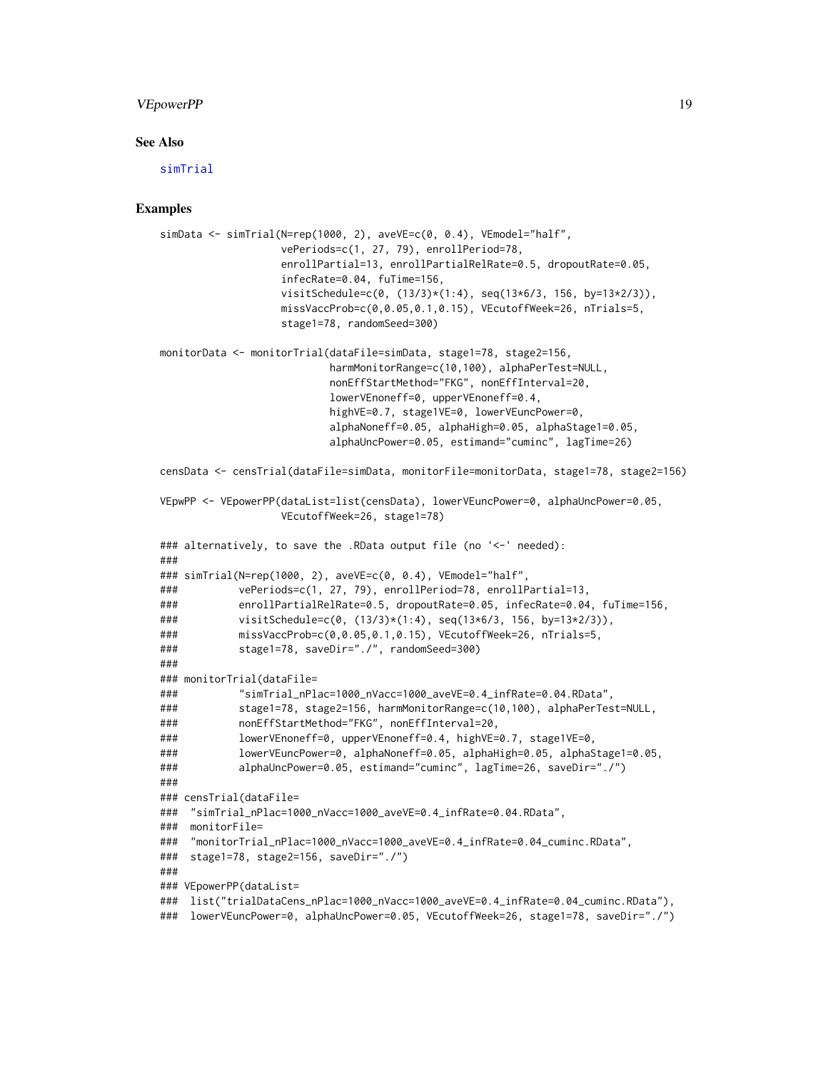## See Also

simTrial

## Examples

```
simData <- simTrial(N=rep(1000, 2), aveVE=c(0, 0.4), VEmodel="half",
                    vePeriods=c(1, 27, 79), enrollPeriod=78,
                    enrollPartial=13, enrollPartialRelRate=0.5, dropoutRate=0.05,
                    infecRate=0.04, fuTime=156,
                    visitSchedule=c(0, (13/3)*(1:4), seq(13*6/3, 156, by=13*2/3)),
                    missVaccProb=c(0,0.05,0.1,0.15), VEcutoffWeek=26, nTrials=5,
                    stage1=78, randomSeed=300)

monitorData <- monitorTrial(dataFile=simData, stage1=78, stage2=156,
                            harmMonitorRange=c(10,100), alphaPerTest=NULL,
                            nonEffStartMethod="FKG", nonEffInterval=20,
                            lowerVEnoneff=0, upperVEnoneff=0.4,
                            highVE=0.7, stage1VE=0, lowerVEuncPower=0,
                            alphaNoneff=0.05, alphaHigh=0.05, alphaStage1=0.05,
                            alphaUncPower=0.05, estimand="cuminc", lagTime=26)

censData <- censTrial(dataFile=simData, monitorFile=monitorData, stage1=78, stage2=156)

VEpwPP <- VEpowerPP(dataList=list(censData), lowerVEuncPower=0, alphaUncPower=0.05,
                    VEcutoffWeek=26, stage1=78)

### alternatively, to save the .RData output file (no '<-' needed):
###
### simTrial(N=rep(1000, 2), aveVE=c(0, 0.4), VEmodel="half",
###          vePeriods=c(1, 27, 79), enrollPeriod=78, enrollPartial=13,
###          enrollPartialRelRate=0.5, dropoutRate=0.05, infecRate=0.04, fuTime=156,
###          visitSchedule=c(0, (13/3)*(1:4), seq(13*6/3, 156, by=13*2/3)),
###          missVaccProb=c(0,0.05,0.1,0.15), VEcutoffWeek=26, nTrials=5,
###          stage1=78, saveDir="./", randomSeed=300)
###
### monitorTrial(dataFile=
###          "simTrial_nPlac=1000_nVacc=1000_aveVE=0.4_infRate=0.04.RData",
###          stage1=78, stage2=156, harmMonitorRange=c(10,100), alphaPerTest=NULL,
###          nonEffStartMethod="FKG", nonEffInterval=20,
###          lowerVEnoneff=0, upperVEnoneff=0.4, highVE=0.7, stage1VE=0,
###          lowerVEuncPower=0, alphaNoneff=0.05, alphaHigh=0.05, alphaStage1=0.05,
###          alphaUncPower=0.05, estimand="cuminc", lagTime=26, saveDir="./")
###
### censTrial(dataFile=
###  "simTrial_nPlac=1000_nVacc=1000_aveVE=0.4_infRate=0.04.RData",
###  monitorFile=
###  "monitorTrial_nPlac=1000_nVacc=1000_aveVE=0.4_infRate=0.04_cuminc.RData",
###  stage1=78, stage2=156, saveDir="./")
###
### VEpowerPP(dataList=
###  list("trialDataCens_nPlac=1000_nVacc=1000_aveVE=0.4_infRate=0.04_cuminc.RData"),
###  lowerVEuncPower=0, alphaUncPower=0.05, VEcutoffWeek=26, stage1=78, saveDir="./")
```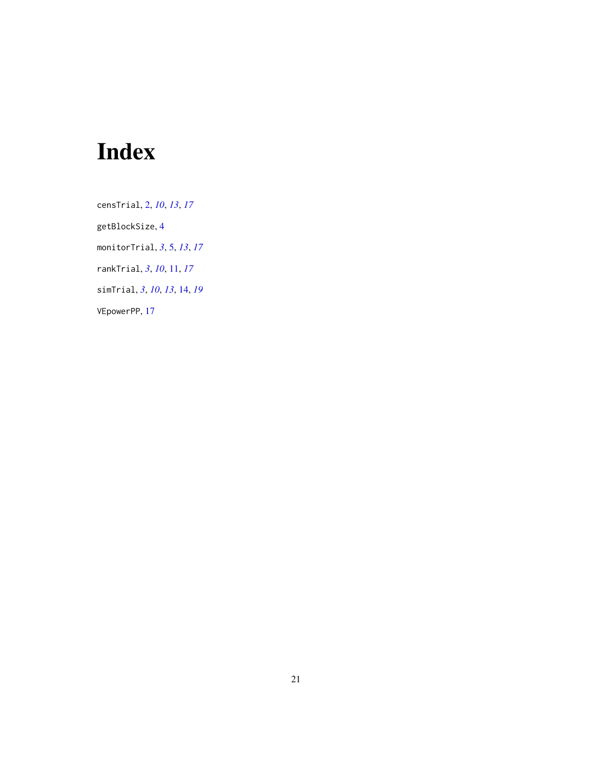# Index

`censTrial`, 2, *10*, *13*, *17*

`getBlockSize`, 4

`monitorTrial`, *3*, 5, *13*, *17*

`rankTrial`, *3*, *10*, 11, *17*

`simTrial`, *3*, *10*, *13*, 14, *19*

`VEpowerPP`, 17